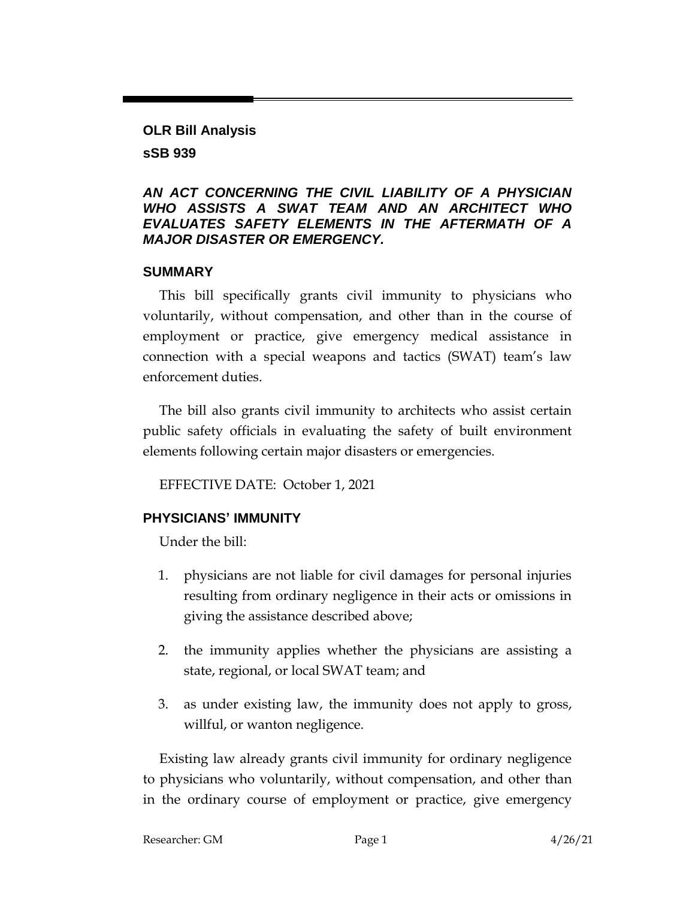**OLR Bill Analysis**

**sSB 939**

***AN ACT CONCERNING THE CIVIL LIABILITY OF A PHYSICIAN WHO ASSISTS A SWAT TEAM AND AN ARCHITECT WHO EVALUATES SAFETY ELEMENTS IN THE AFTERMATH OF A MAJOR DISASTER OR EMERGENCY.***

## SUMMARY

This bill specifically grants civil immunity to physicians who voluntarily, without compensation, and other than in the course of employment or practice, give emergency medical assistance in connection with a special weapons and tactics (SWAT) team's law enforcement duties.

The bill also grants civil immunity to architects who assist certain public safety officials in evaluating the safety of built environment elements following certain major disasters or emergencies.

EFFECTIVE DATE: October 1, 2021

## PHYSICIANS' IMMUNITY

Under the bill:

1. physicians are not liable for civil damages for personal injuries resulting from ordinary negligence in their acts or omissions in giving the assistance described above;
2. the immunity applies whether the physicians are assisting a state, regional, or local SWAT team; and
3. as under existing law, the immunity does not apply to gross, willful, or wanton negligence.

Existing law already grants civil immunity for ordinary negligence to physicians who voluntarily, without compensation, and other than in the ordinary course of employment or practice, give emergency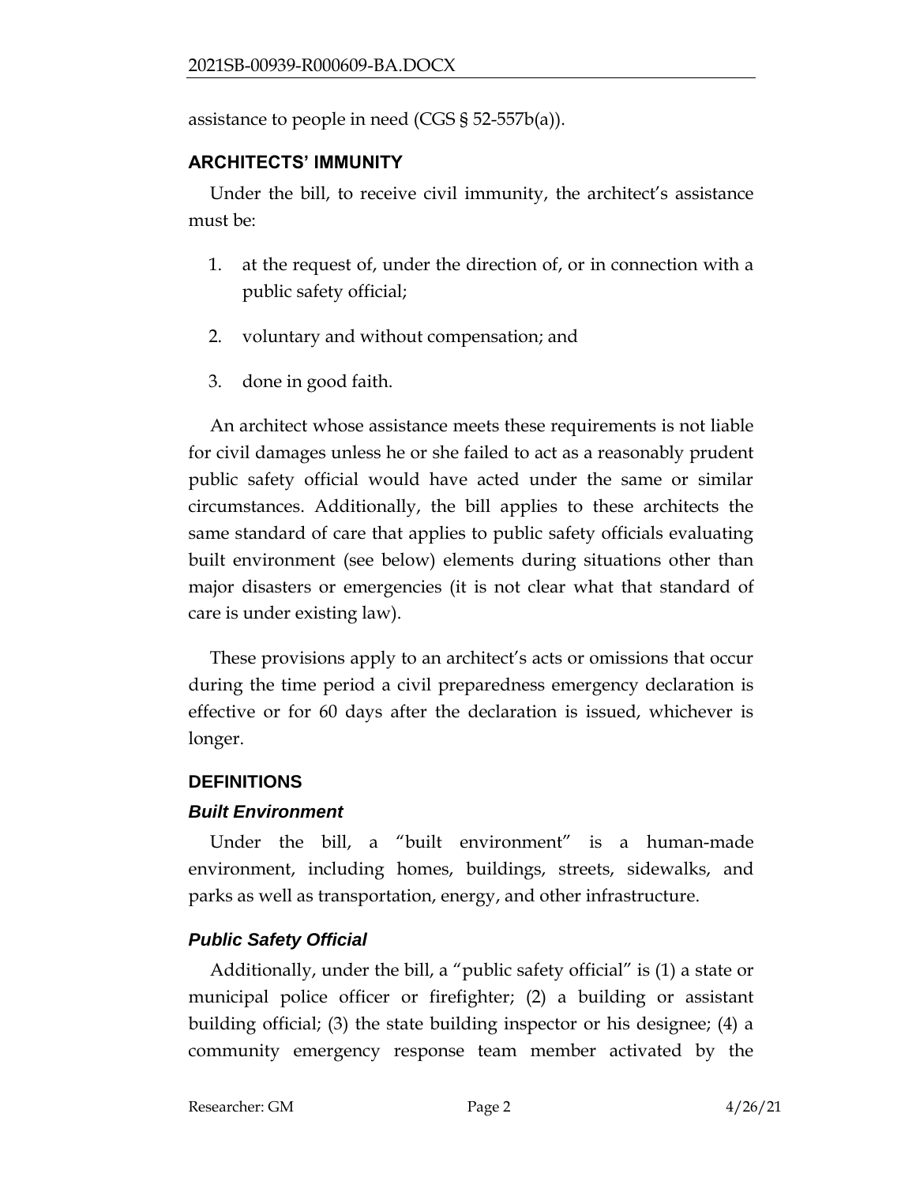assistance to people in need (CGS § 52-557b(a)).

## ARCHITECTS' IMMUNITY

Under the bill, to receive civil immunity, the architect's assistance must be:

1. at the request of, under the direction of, or in connection with a public safety official;
2. voluntary and without compensation; and
3. done in good faith.

An architect whose assistance meets these requirements is not liable for civil damages unless he or she failed to act as a reasonably prudent public safety official would have acted under the same or similar circumstances. Additionally, the bill applies to these architects the same standard of care that applies to public safety officials evaluating built environment (see below) elements during situations other than major disasters or emergencies (it is not clear what that standard of care is under existing law).

These provisions apply to an architect's acts or omissions that occur during the time period a civil preparedness emergency declaration is effective or for 60 days after the declaration is issued, whichever is longer.

## DEFINITIONS

### *Built Environment*

Under the bill, a "built environment" is a human-made environment, including homes, buildings, streets, sidewalks, and parks as well as transportation, energy, and other infrastructure.

### *Public Safety Official*

Additionally, under the bill, a "public safety official" is (1) a state or municipal police officer or firefighter; (2) a building or assistant building official; (3) the state building inspector or his designee; (4) a community emergency response team member activated by the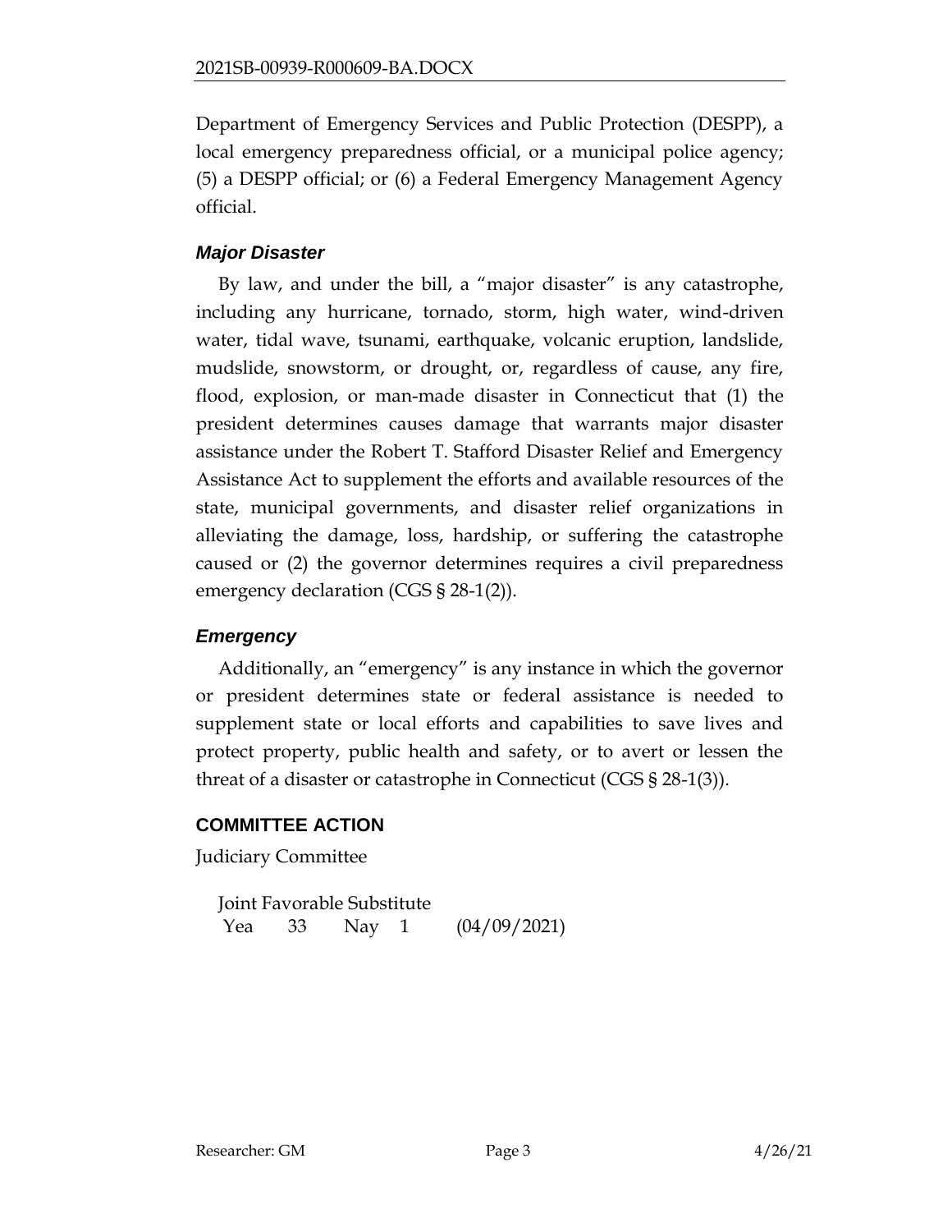Department of Emergency Services and Public Protection (DESPP), a local emergency preparedness official, or a municipal police agency; (5) a DESPP official; or (6) a Federal Emergency Management Agency official.

### *Major Disaster*

By law, and under the bill, a "major disaster" is any catastrophe, including any hurricane, tornado, storm, high water, wind-driven water, tidal wave, tsunami, earthquake, volcanic eruption, landslide, mudslide, snowstorm, or drought, or, regardless of cause, any fire, flood, explosion, or man-made disaster in Connecticut that (1) the president determines causes damage that warrants major disaster assistance under the Robert T. Stafford Disaster Relief and Emergency Assistance Act to supplement the efforts and available resources of the state, municipal governments, and disaster relief organizations in alleviating the damage, loss, hardship, or suffering the catastrophe caused or (2) the governor determines requires a civil preparedness emergency declaration (CGS § 28-1(2)).

### *Emergency*

Additionally, an "emergency" is any instance in which the governor or president determines state or federal assistance is needed to supplement state or local efforts and capabilities to save lives and protect property, public health and safety, or to avert or lessen the threat of a disaster or catastrophe in Connecticut (CGS § 28-1(3)).

## COMMITTEE ACTION

Judiciary Committee

| | | | | |
|---|---|---|---|---|
| Joint Favorable Substitute | | | | |
| Yea | 33 | Nay | 1 | (04/09/2021) |